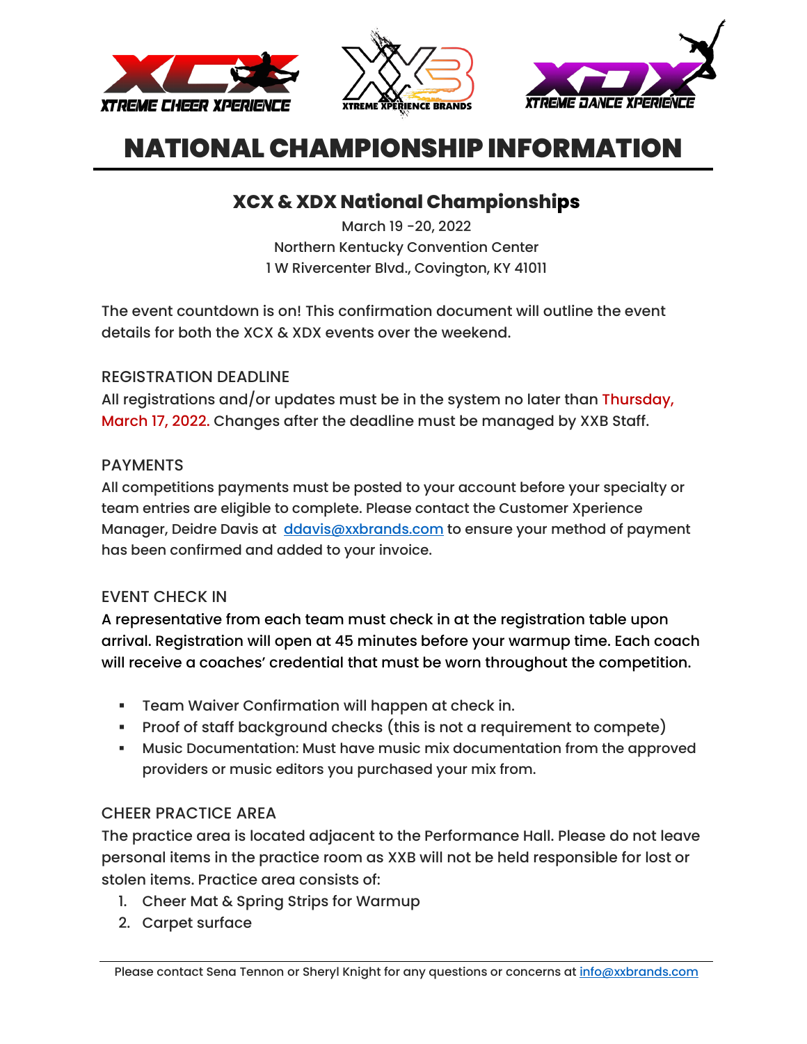XTREME CHEER XPERIENCE · XTREME XPERIENCE BRANDS · XTREME DANCE XPERIENCE

# NATIONAL CHAMPIONSHIP INFORMATION

## XCX & XDX National Championships

March 19 -20, 2022
Northern Kentucky Convention Center
1 W Rivercenter Blvd., Covington, KY 41011

The event countdown is on! This confirmation document will outline the event details for both the XCX & XDX events over the weekend.

### REGISTRATION DEADLINE

All registrations and/or updates must be in the system no later than Thursday, March 17, 2022. Changes after the deadline must be managed by XXB Staff.

### PAYMENTS

All competitions payments must be posted to your account before your specialty or team entries are eligible to complete. Please contact the Customer Xperience Manager, Deidre Davis at ddavis@xxbrands.com to ensure your method of payment has been confirmed and added to your invoice.

### EVENT CHECK IN

A representative from each team must check in at the registration table upon arrival. Registration will open at 45 minutes before your warmup time. Each coach will receive a coaches' credential that must be worn throughout the competition.

- Team Waiver Confirmation will happen at check in.
- Proof of staff background checks (this is not a requirement to compete)
- Music Documentation: Must have music mix documentation from the approved providers or music editors you purchased your mix from.

### CHEER PRACTICE AREA

The practice area is located adjacent to the Performance Hall. Please do not leave personal items in the practice room as XXB will not be held responsible for lost or stolen items. Practice area consists of:

1. Cheer Mat & Spring Strips for Warmup
2. Carpet surface

Please contact Sena Tennon or Sheryl Knight for any questions or concerns at info@xxbrands.com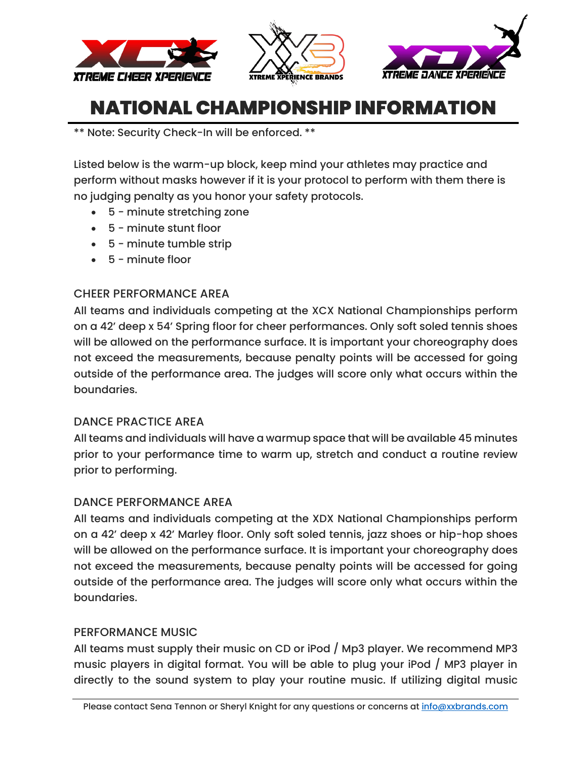# NATIONAL CHAMPIONSHIP INFORMATION

** Note: Security Check-In will be enforced. **

Listed below is the warm-up block, keep mind your athletes may practice and perform without masks however if it is your protocol to perform with them there is no judging penalty as you honor your safety protocols.

- 5 - minute stretching zone
- 5 - minute stunt floor
- 5 - minute tumble strip
- 5 - minute floor

### CHEER PERFORMANCE AREA

All teams and individuals competing at the XCX National Championships perform on a 42' deep x 54' Spring floor for cheer performances. Only soft soled tennis shoes will be allowed on the performance surface. It is important your choreography does not exceed the measurements, because penalty points will be accessed for going outside of the performance area. The judges will score only what occurs within the boundaries.

### DANCE PRACTICE AREA

All teams and individuals will have a warmup space that will be available 45 minutes prior to your performance time to warm up, stretch and conduct a routine review prior to performing.

### DANCE PERFORMANCE AREA

All teams and individuals competing at the XDX National Championships perform on a 42' deep x 42' Marley floor. Only soft soled tennis, jazz shoes or hip-hop shoes will be allowed on the performance surface. It is important your choreography does not exceed the measurements, because penalty points will be accessed for going outside of the performance area. The judges will score only what occurs within the boundaries.

### PERFORMANCE MUSIC

All teams must supply their music on CD or iPod / Mp3 player. We recommend MP3 music players in digital format. You will be able to plug your iPod / MP3 player in directly to the sound system to play your routine music. If utilizing digital music

Please contact Sena Tennon or Sheryl Knight for any questions or concerns at info@xxbrands.com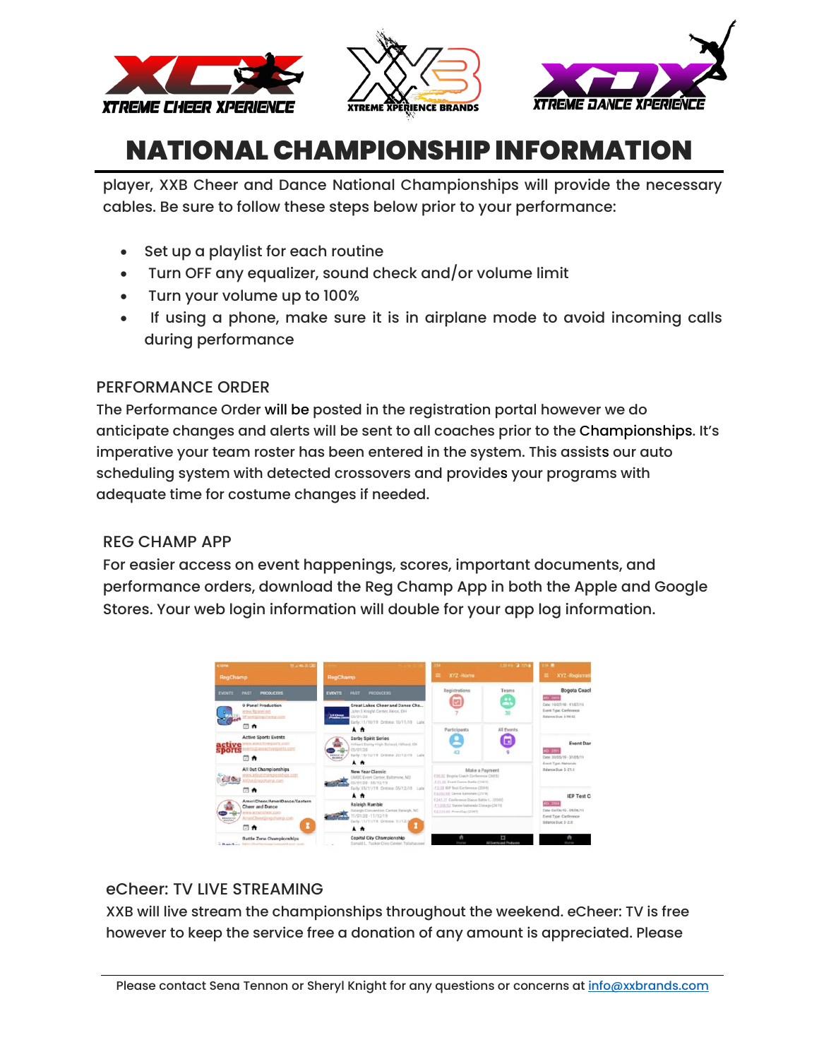# NATIONAL CHAMPIONSHIP INFORMATION

player, XXB Cheer and Dance National Championships will provide the necessary cables. Be sure to follow these steps below prior to your performance:

- Set up a playlist for each routine
- Turn OFF any equalizer, sound check and/or volume limit
- Turn your volume up to 100%
- If using a phone, make sure it is in airplane mode to avoid incoming calls during performance

## PERFORMANCE ORDER

The Performance Order will be posted in the registration portal however we do anticipate changes and alerts will be sent to all coaches prior to the Championships. It's imperative your team roster has been entered in the system. This assists our auto scheduling system with detected crossovers and provides your programs with adequate time for costume changes if needed.

## REG CHAMP APP

For easier access on event happenings, scores, important documents, and performance orders, download the Reg Champ App in both the Apple and Google Stores. Your web login information will double for your app log information.

## eCheer: TV LIVE STREAMING

XXB will live stream the championships throughout the weekend. eCheer: TV is free however to keep the service free a donation of any amount is appreciated. Please

Please contact Sena Tennon or Sheryl Knight for any questions or concerns at info@xxbrands.com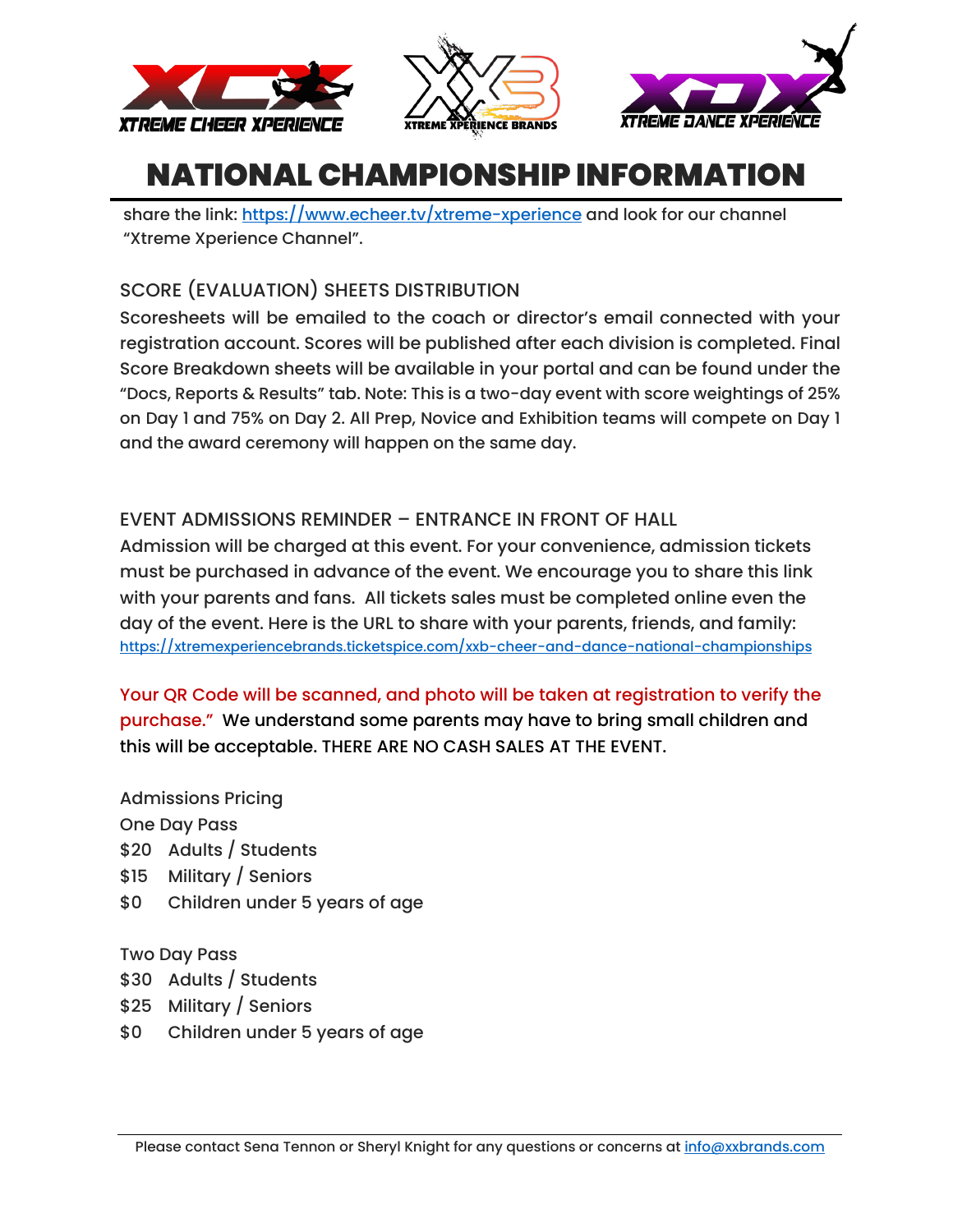# NATIONAL CHAMPIONSHIP INFORMATION

share the link: https://www.echeer.tv/xtreme-xperience and look for our channel "Xtreme Xperience Channel".

## SCORE (EVALUATION) SHEETS DISTRIBUTION

Scoresheets will be emailed to the coach or director's email connected with your registration account. Scores will be published after each division is completed. Final Score Breakdown sheets will be available in your portal and can be found under the "Docs, Reports & Results" tab. Note: This is a two-day event with score weightings of 25% on Day 1 and 75% on Day 2. All Prep, Novice and Exhibition teams will compete on Day 1 and the award ceremony will happen on the same day.

## EVENT ADMISSIONS REMINDER – ENTRANCE IN FRONT OF HALL

Admission will be charged at this event. For your convenience, admission tickets must be purchased in advance of the event. We encourage you to share this link with your parents and fans. All tickets sales must be completed online even the day of the event. Here is the URL to share with your parents, friends, and family: https://xtremexperiencebrands.ticketspice.com/xxb-cheer-and-dance-national-championships

Your QR Code will be scanned, and photo will be taken at registration to verify the purchase." We understand some parents may have to bring small children and this will be acceptable. THERE ARE NO CASH SALES AT THE EVENT.

Admissions Pricing

One Day Pass

- $20 Adults / Students
- $15 Military / Seniors
- $0 Children under 5 years of age

Two Day Pass

- $30 Adults / Students
- $25 Military / Seniors
- $0 Children under 5 years of age

Please contact Sena Tennon or Sheryl Knight for any questions or concerns at info@xxbrands.com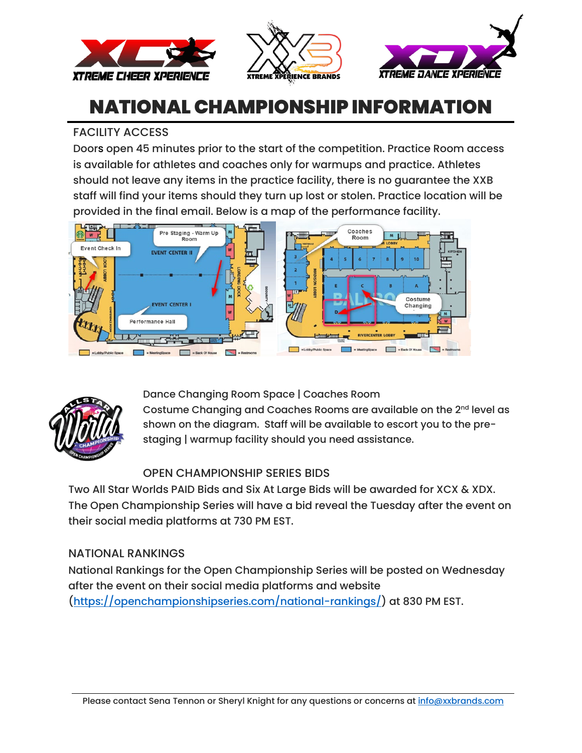# NATIONAL CHAMPIONSHIP INFORMATION

## FACILITY ACCESS

Doors open 45 minutes prior to the start of the competition. Practice Room access is available for athletes and coaches only for warmups and practice. Athletes should not leave any items in the practice facility, there is no guarantee the XXB staff will find your items should they turn up lost or stolen. Practice location will be provided in the final email. Below is a map of the performance facility.

Dance Changing Room Space | Coaches Room

Costume Changing and Coaches Rooms are available on the 2nd level as shown on the diagram. Staff will be available to escort you to the pre-staging | warmup facility should you need assistance.

## OPEN CHAMPIONSHIP SERIES BIDS

Two All Star Worlds PAID Bids and Six At Large Bids will be awarded for XCX & XDX. The Open Championship Series will have a bid reveal the Tuesday after the event on their social media platforms at 730 PM EST.

## NATIONAL RANKINGS

National Rankings for the Open Championship Series will be posted on Wednesday after the event on their social media platforms and website (https://openchampionshipseries.com/national-rankings/) at 830 PM EST.

Please contact Sena Tennon or Sheryl Knight for any questions or concerns at info@xxbrands.com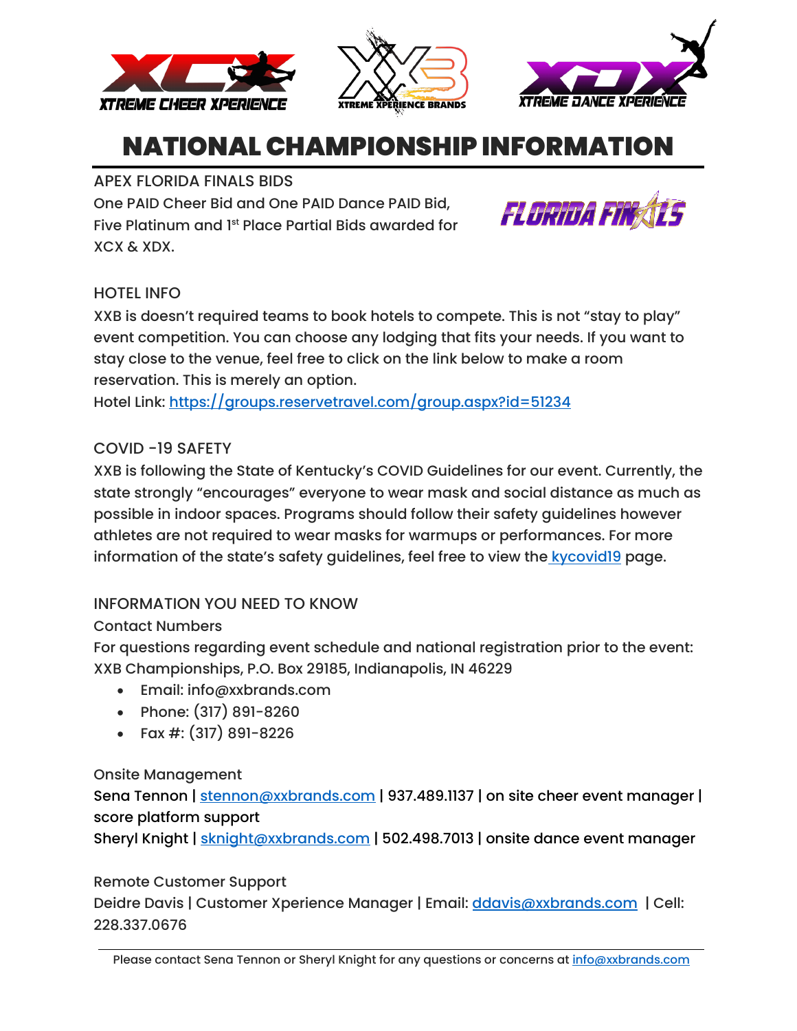XTREME CHEER XPERIENCE

XTREME XPERIENCE BRANDS

XTREME DANCE XPERIENCE

# NATIONAL CHAMPIONSHIP INFORMATION

APEX FLORIDA FINALS BIDS

One PAID Cheer Bid and One PAID Dance PAID Bid, Five Platinum and 1st Place Partial Bids awarded for XCX & XDX.

FLORIDA FINALS

HOTEL INFO

XXB is doesn't required teams to book hotels to compete. This is not "stay to play" event competition. You can choose any lodging that fits your needs. If you want to stay close to the venue, feel free to click on the link below to make a room reservation. This is merely an option.

Hotel Link: https://groups.reservetravel.com/group.aspx?id=51234

COVID -19 SAFETY

XXB is following the State of Kentucky's COVID Guidelines for our event. Currently, the state strongly "encourages" everyone to wear mask and social distance as much as possible in indoor spaces. Programs should follow their safety guidelines however athletes are not required to wear masks for warmups or performances. For more information of the state's safety guidelines, feel free to view the kycovid19 page.

INFORMATION YOU NEED TO KNOW

Contact Numbers

For questions regarding event schedule and national registration prior to the event: XXB Championships, P.O. Box 29185, Indianapolis, IN 46229

- Email: info@xxbrands.com
- Phone: (317) 891-8260
- Fax #: (317) 891-8226

Onsite Management

Sena Tennon | stennon@xxbrands.com | 937.489.1137 | on site cheer event manager | score platform support

Sheryl Knight | sknight@xxbrands.com | 502.498.7013 | onsite dance event manager

Remote Customer Support

Deidre Davis | Customer Xperience Manager | Email: ddavis@xxbrands.com | Cell: 228.337.0676

Please contact Sena Tennon or Sheryl Knight for any questions or concerns at info@xxbrands.com